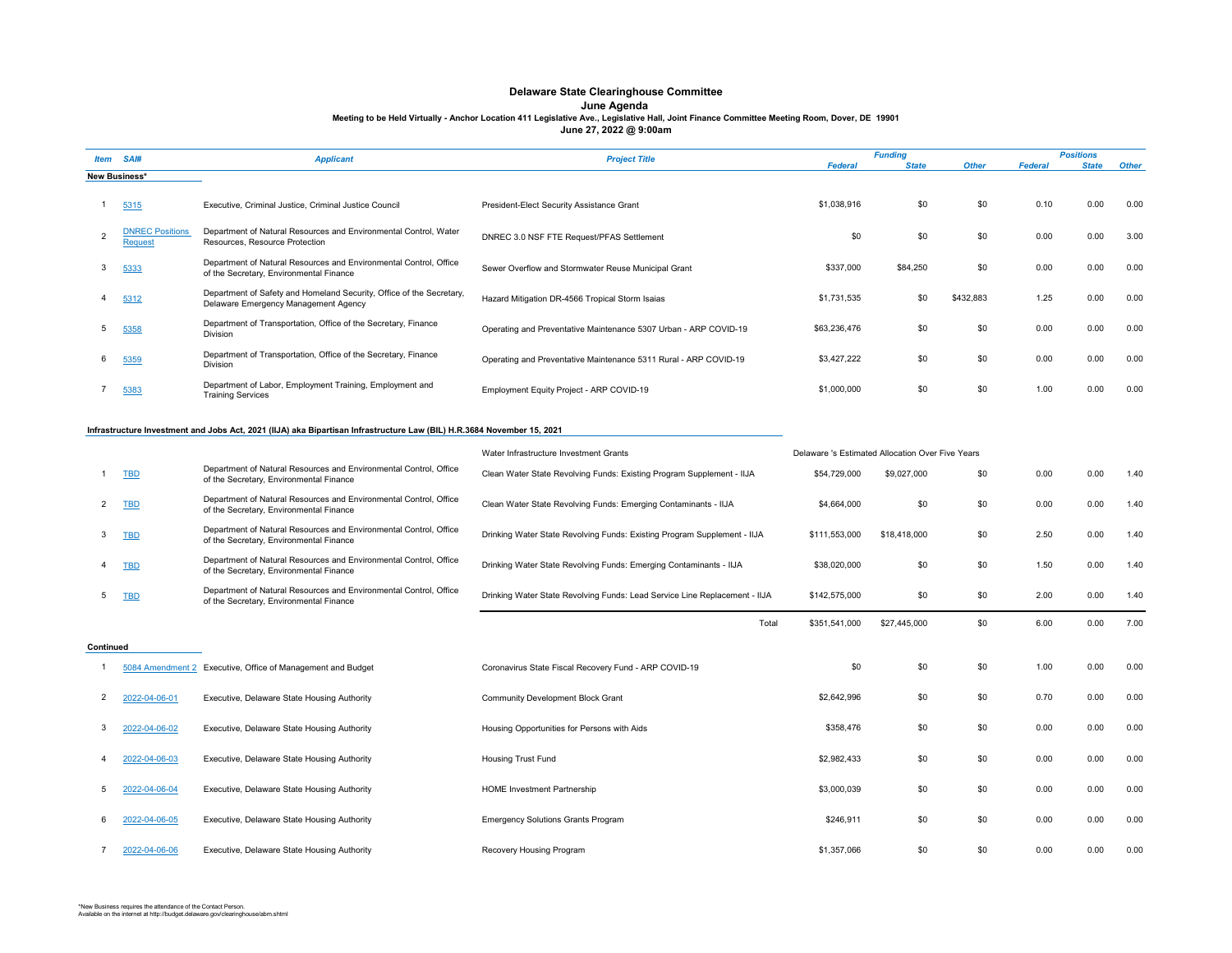# Delaware State Clearinghouse Committee

**June Agenda**

**Meeting to be Held Virtually - Anchor Location 411 Legislative Ave., Legislative Hall, Joint Finance Committee Meeting Room, Dover, DE 19901**

**June 27, 2022 @ 9:00am**

| Item | SAI# | Applicant | Project Title | Funding | | | Positions | | |
|---|---|---|---|---|---|---|---|---|---|
| | | | | Federal | State | Other | Federal | State | Other |
| **New Business*** | | | | | | | | | |
| 1 | 5315 | Executive, Criminal Justice, Criminal Justice Council | President-Elect Security Assistance Grant | $1,038,916 | $0 | $0 | 0.10 | 0.00 | 0.00 |
| 2 | DNREC Positions Request | Department of Natural Resources and Environmental Control, Water Resources, Resource Protection | DNREC 3.0 NSF FTE Request/PFAS Settlement | $0 | $0 | $0 | 0.00 | 0.00 | 3.00 |
| 3 | 5333 | Department of Natural Resources and Environmental Control, Office of the Secretary, Environmental Finance | Sewer Overflow and Stormwater Reuse Municipal Grant | $337,000 | $84,250 | $0 | 0.00 | 0.00 | 0.00 |
| 4 | 5312 | Department of Safety and Homeland Security, Office of the Secretary, Delaware Emergency Management Agency | Hazard Mitigation DR-4566 Tropical Storm Isaias | $1,731,535 | $0 | $432,883 | 1.25 | 0.00 | 0.00 |
| 5 | 5358 | Department of Transportation, Office of the Secretary, Finance Division | Operating and Preventative Maintenance 5307 Urban - ARP COVID-19 | $63,236,476 | $0 | $0 | 0.00 | 0.00 | 0.00 |
| 6 | 5359 | Department of Transportation, Office of the Secretary, Finance Division | Operating and Preventative Maintenance 5311 Rural - ARP COVID-19 | $3,427,222 | $0 | $0 | 0.00 | 0.00 | 0.00 |
| 7 | 5383 | Department of Labor, Employment Training, Employment and Training Services | Employment Equity Project - ARP COVID-19 | $1,000,000 | $0 | $0 | 1.00 | 0.00 | 0.00 |
| **Infrastructure Investment and Jobs Act, 2021 (IIJA) aka Bipartisan Infrastructure Law (BIL) H.R.3684 November 15, 2021** | | | | | | | | | |
| | | | Water Infrastructure Investment Grants | Delaware 's Estimated Allocation Over Five Years | | | | | |
| 1 | TBD | Department of Natural Resources and Environmental Control, Office of the Secretary, Environmental Finance | Clean Water State Revolving Funds: Existing Program Supplement - IIJA | $54,729,000 | $9,027,000 | $0 | 0.00 | 0.00 | 1.40 |
| 2 | TBD | Department of Natural Resources and Environmental Control, Office of the Secretary, Environmental Finance | Clean Water State Revolving Funds: Emerging Contaminants - IIJA | $4,664,000 | $0 | $0 | 0.00 | 0.00 | 1.40 |
| 3 | TBD | Department of Natural Resources and Environmental Control, Office of the Secretary, Environmental Finance | Drinking Water State Revolving Funds: Existing Program Supplement - IIJA | $111,553,000 | $18,418,000 | $0 | 2.50 | 0.00 | 1.40 |
| 4 | TBD | Department of Natural Resources and Environmental Control, Office of the Secretary, Environmental Finance | Drinking Water State Revolving Funds: Emerging Contaminants - IIJA | $38,020,000 | $0 | $0 | 1.50 | 0.00 | 1.40 |
| 5 | TBD | Department of Natural Resources and Environmental Control, Office of the Secretary, Environmental Finance | Drinking Water State Revolving Funds: Lead Service Line Replacement - IIJA | $142,575,000 | $0 | $0 | 2.00 | 0.00 | 1.40 |
| | | | Total | $351,541,000 | $27,445,000 | $0 | 6.00 | 0.00 | 7.00 |
| **Continued** | | | | | | | | | |
| 1 | 5084 Amendment 2 | Executive, Office of Management and Budget | Coronavirus State Fiscal Recovery Fund - ARP COVID-19 | $0 | $0 | $0 | 1.00 | 0.00 | 0.00 |
| 2 | 2022-04-06-01 | Executive, Delaware State Housing Authority | Community Development Block Grant | $2,642,996 | $0 | $0 | 0.70 | 0.00 | 0.00 |
| 3 | 2022-04-06-02 | Executive, Delaware State Housing Authority | Housing Opportunities for Persons with Aids | $358,476 | $0 | $0 | 0.00 | 0.00 | 0.00 |
| 4 | 2022-04-06-03 | Executive, Delaware State Housing Authority | Housing Trust Fund | $2,982,433 | $0 | $0 | 0.00 | 0.00 | 0.00 |
| 5 | 2022-04-06-04 | Executive, Delaware State Housing Authority | HOME Investment Partnership | $3,000,039 | $0 | $0 | 0.00 | 0.00 | 0.00 |
| 6 | 2022-04-06-05 | Executive, Delaware State Housing Authority | Emergency Solutions Grants Program | $246,911 | $0 | $0 | 0.00 | 0.00 | 0.00 |
| 7 | 2022-04-06-06 | Executive, Delaware State Housing Authority | Recovery Housing Program | $1,357,066 | $0 | $0 | 0.00 | 0.00 | 0.00 |

*New Business requires the attendance of the Contact Person.
Available on the internet at http://budget.delaware.gov/clearinghouse/abm.shtml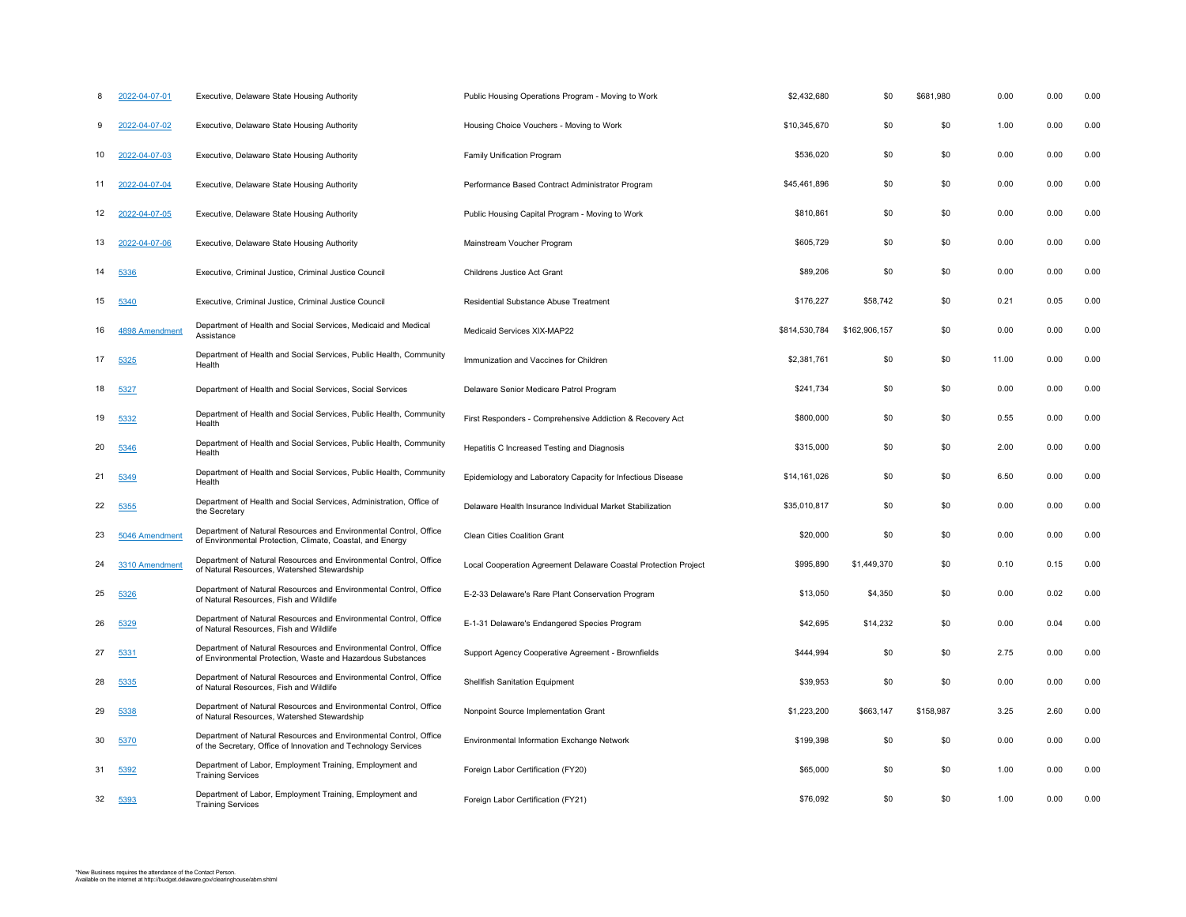| | | | | | | | | | |
|---|---|---|---|---|---|---|---|---|---|
| 8 | 2022-04-07-01 | Executive, Delaware State Housing Authority | Public Housing Operations Program - Moving to Work | $2,432,680 | $0 | $681,980 | 0.00 | 0.00 | 0.00 |
| 9 | 2022-04-07-02 | Executive, Delaware State Housing Authority | Housing Choice Vouchers - Moving to Work | $10,345,670 | $0 | $0 | 1.00 | 0.00 | 0.00 |
| 10 | 2022-04-07-03 | Executive, Delaware State Housing Authority | Family Unification Program | $536,020 | $0 | $0 | 0.00 | 0.00 | 0.00 |
| 11 | 2022-04-07-04 | Executive, Delaware State Housing Authority | Performance Based Contract Administrator Program | $45,461,896 | $0 | $0 | 0.00 | 0.00 | 0.00 |
| 12 | 2022-04-07-05 | Executive, Delaware State Housing Authority | Public Housing Capital Program - Moving to Work | $810,861 | $0 | $0 | 0.00 | 0.00 | 0.00 |
| 13 | 2022-04-07-06 | Executive, Delaware State Housing Authority | Mainstream Voucher Program | $605,729 | $0 | $0 | 0.00 | 0.00 | 0.00 |
| 14 | 5336 | Executive, Criminal Justice, Criminal Justice Council | Childrens Justice Act Grant | $89,206 | $0 | $0 | 0.00 | 0.00 | 0.00 |
| 15 | 5340 | Executive, Criminal Justice, Criminal Justice Council | Residential Substance Abuse Treatment | $176,227 | $58,742 | $0 | 0.21 | 0.05 | 0.00 |
| 16 | 4898 Amendment | Department of Health and Social Services, Medicaid and Medical Assistance | Medicaid Services XIX-MAP22 | $814,530,784 | $162,906,157 | $0 | 0.00 | 0.00 | 0.00 |
| 17 | 5325 | Department of Health and Social Services, Public Health, Community Health | Immunization and Vaccines for Children | $2,381,761 | $0 | $0 | 11.00 | 0.00 | 0.00 |
| 18 | 5327 | Department of Health and Social Services, Social Services | Delaware Senior Medicare Patrol Program | $241,734 | $0 | $0 | 0.00 | 0.00 | 0.00 |
| 19 | 5332 | Department of Health and Social Services, Public Health, Community Health | First Responders - Comprehensive Addiction & Recovery Act | $800,000 | $0 | $0 | 0.55 | 0.00 | 0.00 |
| 20 | 5346 | Department of Health and Social Services, Public Health, Community Health | Hepatitis C Increased Testing and Diagnosis | $315,000 | $0 | $0 | 2.00 | 0.00 | 0.00 |
| 21 | 5349 | Department of Health and Social Services, Public Health, Community Health | Epidemiology and Laboratory Capacity for Infectious Disease | $14,161,026 | $0 | $0 | 6.50 | 0.00 | 0.00 |
| 22 | 5355 | Department of Health and Social Services, Administration, Office of the Secretary | Delaware Health Insurance Individual Market Stabilization | $35,010,817 | $0 | $0 | 0.00 | 0.00 | 0.00 |
| 23 | 5046 Amendment | Department of Natural Resources and Environmental Control, Office of Environmental Protection, Climate, Coastal, and Energy | Clean Cities Coalition Grant | $20,000 | $0 | $0 | 0.00 | 0.00 | 0.00 |
| 24 | 3310 Amendment | Department of Natural Resources and Environmental Control, Office of Natural Resources, Watershed Stewardship | Local Cooperation Agreement Delaware Coastal Protection Project | $995,890 | $1,449,370 | $0 | 0.10 | 0.15 | 0.00 |
| 25 | 5326 | Department of Natural Resources and Environmental Control, Office of Natural Resources, Fish and Wildlife | E-2-33 Delaware's Rare Plant Conservation Program | $13,050 | $4,350 | $0 | 0.00 | 0.02 | 0.00 |
| 26 | 5329 | Department of Natural Resources and Environmental Control, Office of Natural Resources, Fish and Wildlife | E-1-31 Delaware's Endangered Species Program | $42,695 | $14,232 | $0 | 0.00 | 0.04 | 0.00 |
| 27 | 5331 | Department of Natural Resources and Environmental Control, Office of Environmental Protection, Waste and Hazardous Substances | Support Agency Cooperative Agreement - Brownfields | $444,994 | $0 | $0 | 2.75 | 0.00 | 0.00 |
| 28 | 5335 | Department of Natural Resources and Environmental Control, Office of Natural Resources, Fish and Wildlife | Shellfish Sanitation Equipment | $39,953 | $0 | $0 | 0.00 | 0.00 | 0.00 |
| 29 | 5338 | Department of Natural Resources and Environmental Control, Office of Natural Resources, Watershed Stewardship | Nonpoint Source Implementation Grant | $1,223,200 | $663,147 | $158,987 | 3.25 | 2.60 | 0.00 |
| 30 | 5370 | Department of Natural Resources and Environmental Control, Office of the Secretary, Office of Innovation and Technology Services | Environmental Information Exchange Network | $199,398 | $0 | $0 | 0.00 | 0.00 | 0.00 |
| 31 | 5392 | Department of Labor, Employment Training, Employment and Training Services | Foreign Labor Certification (FY20) | $65,000 | $0 | $0 | 1.00 | 0.00 | 0.00 |
| 32 | 5393 | Department of Labor, Employment Training, Employment and Training Services | Foreign Labor Certification (FY21) | $76,092 | $0 | $0 | 1.00 | 0.00 | 0.00 |

*New Business requires the attendance of the Contact Person.
Available on the internet at http://budget.delaware.gov/clearinghouse/abm.shtml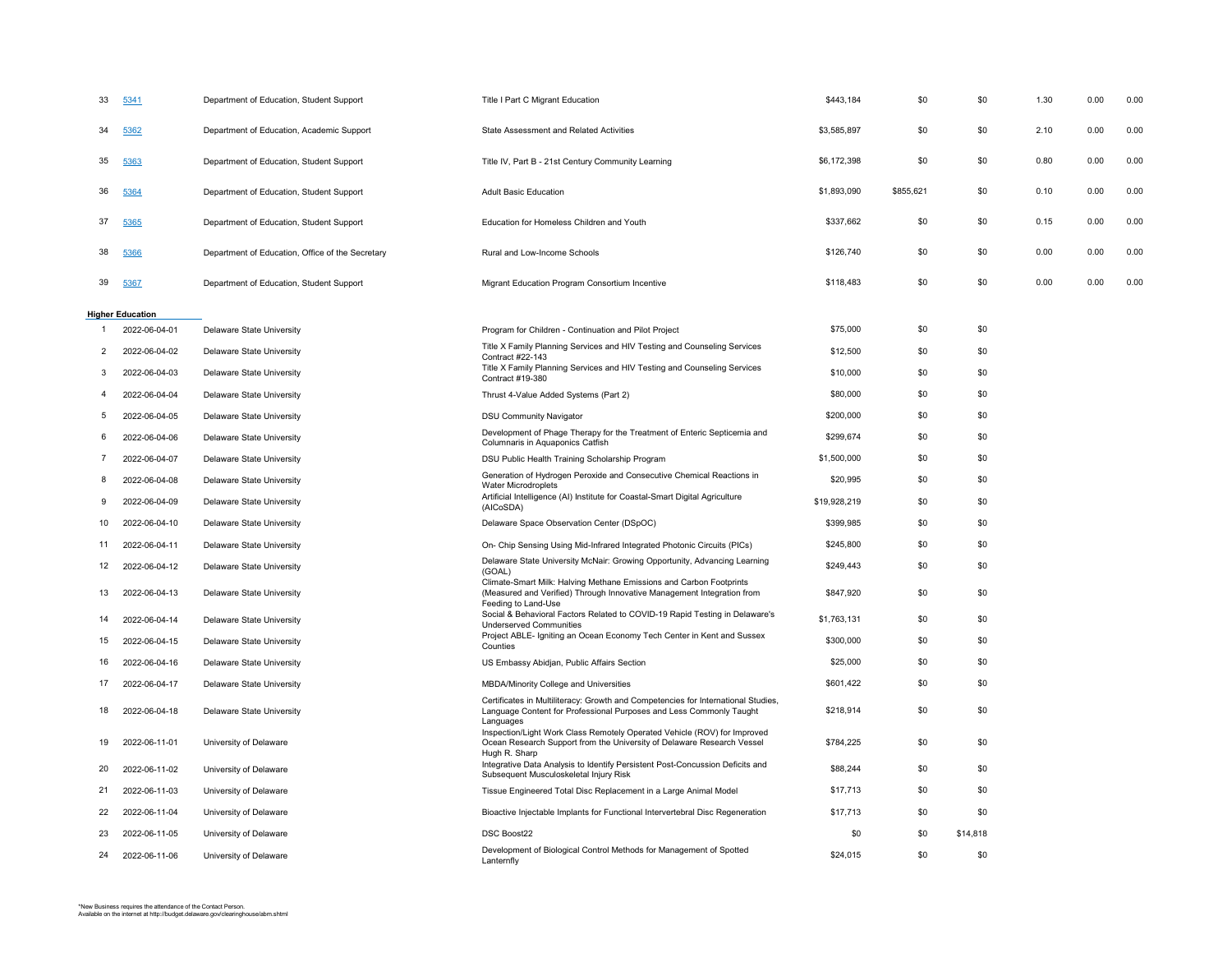| | | | | | | | | | |
|---|---|---|---|---|---|---|---|---|---|
| 33 | 5341 | Department of Education, Student Support | Title I Part C Migrant Education | $443,184 | $0 | $0 | 1.30 | 0.00 | 0.00 |
| 34 | 5362 | Department of Education, Academic Support | State Assessment and Related Activities | $3,585,897 | $0 | $0 | 2.10 | 0.00 | 0.00 |
| 35 | 5363 | Department of Education, Student Support | Title IV, Part B - 21st Century Community Learning | $6,172,398 | $0 | $0 | 0.80 | 0.00 | 0.00 |
| 36 | 5364 | Department of Education, Student Support | Adult Basic Education | $1,893,090 | $855,621 | $0 | 0.10 | 0.00 | 0.00 |
| 37 | 5365 | Department of Education, Student Support | Education for Homeless Children and Youth | $337,662 | $0 | $0 | 0.15 | 0.00 | 0.00 |
| 38 | 5366 | Department of Education, Office of the Secretary | Rural and Low-Income Schools | $126,740 | $0 | $0 | 0.00 | 0.00 | 0.00 |
| 39 | 5367 | Department of Education, Student Support | Migrant Education Program Consortium Incentive | $118,483 | $0 | $0 | 0.00 | 0.00 | 0.00 |

**Higher Education**

| | | | | | | |
|---|---|---|---|---|---|---|
| 1 | 2022-06-04-01 | Delaware State University | Program for Children - Continuation and Pilot Project | $75,000 | $0 | $0 |
| 2 | 2022-06-04-02 | Delaware State University | Title X Family Planning Services and HIV Testing and Counseling Services Contract #22-143 | $12,500 | $0 | $0 |
| 3 | 2022-06-04-03 | Delaware State University | Title X Family Planning Services and HIV Testing and Counseling Services Contract #19-380 | $10,000 | $0 | $0 |
| 4 | 2022-06-04-04 | Delaware State University | Thrust 4-Value Added Systems (Part 2) | $80,000 | $0 | $0 |
| 5 | 2022-06-04-05 | Delaware State University | DSU Community Navigator | $200,000 | $0 | $0 |
| 6 | 2022-06-04-06 | Delaware State University | Development of Phage Therapy for the Treatment of Enteric Septicemia and Columnaris in Aquaponics Catfish | $299,674 | $0 | $0 |
| 7 | 2022-06-04-07 | Delaware State University | DSU Public Health Training Scholarship Program | $1,500,000 | $0 | $0 |
| 8 | 2022-06-04-08 | Delaware State University | Generation of Hydrogen Peroxide and Consecutive Chemical Reactions in Water Microdroplets | $20,995 | $0 | $0 |
| 9 | 2022-06-04-09 | Delaware State University | Artificial Intelligence (AI) Institute for Coastal-Smart Digital Agriculture (AICoSDA) | $19,928,219 | $0 | $0 |
| 10 | 2022-06-04-10 | Delaware State University | Delaware Space Observation Center (DSpOC) | $399,985 | $0 | $0 |
| 11 | 2022-06-04-11 | Delaware State University | On- Chip Sensing Using Mid-Infrared Integrated Photonic Circuits (PICs) | $245,800 | $0 | $0 |
| 12 | 2022-06-04-12 | Delaware State University | Delaware State University McNair: Growing Opportunity, Advancing Learning (GOAL) | $249,443 | $0 | $0 |
| 13 | 2022-06-04-13 | Delaware State University | Climate-Smart Milk: Halving Methane Emissions and Carbon Footprints (Measured and Verified) Through Innovative Management Integration from Feeding to Land-Use | $847,920 | $0 | $0 |
| 14 | 2022-06-04-14 | Delaware State University | Social & Behavioral Factors Related to COVID-19 Rapid Testing in Delaware's Underserved Communities | $1,763,131 | $0 | $0 |
| 15 | 2022-06-04-15 | Delaware State University | Project ABLE- Igniting an Ocean Economy Tech Center in Kent and Sussex Counties | $300,000 | $0 | $0 |
| 16 | 2022-06-04-16 | Delaware State University | US Embassy Abidjan, Public Affairs Section | $25,000 | $0 | $0 |
| 17 | 2022-06-04-17 | Delaware State University | MBDA/Minority College and Universities | $601,422 | $0 | $0 |
| 18 | 2022-06-04-18 | Delaware State University | Certificates in Multiliteracy: Growth and Competencies for International Studies, Language Content for Professional Purposes and Less Commonly Taught Languages | $218,914 | $0 | $0 |
| 19 | 2022-06-11-01 | University of Delaware | Inspection/Light Work Class Remotely Operated Vehicle (ROV) for Improved Ocean Research Support from the University of Delaware Research Vessel Hugh R. Sharp | $784,225 | $0 | $0 |
| 20 | 2022-06-11-02 | University of Delaware | Integrative Data Analysis to Identify Persistent Post-Concussion Deficits and Subsequent Musculoskeletal Injury Risk | $88,244 | $0 | $0 |
| 21 | 2022-06-11-03 | University of Delaware | Tissue Engineered Total Disc Replacement in a Large Animal Model | $17,713 | $0 | $0 |
| 22 | 2022-06-11-04 | University of Delaware | Bioactive Injectable Implants for Functional Intervertebral Disc Regeneration | $17,713 | $0 | $0 |
| 23 | 2022-06-11-05 | University of Delaware | DSC Boost22 | $0 | $0 | $14,818 |
| 24 | 2022-06-11-06 | University of Delaware | Development of Biological Control Methods for Management of Spotted Lanternfly | $24,015 | $0 | $0 |

*New Business requires the attendance of the Contact Person.
Available on the internet at http://budget.delaware.gov/clearinghouse/abm.shtml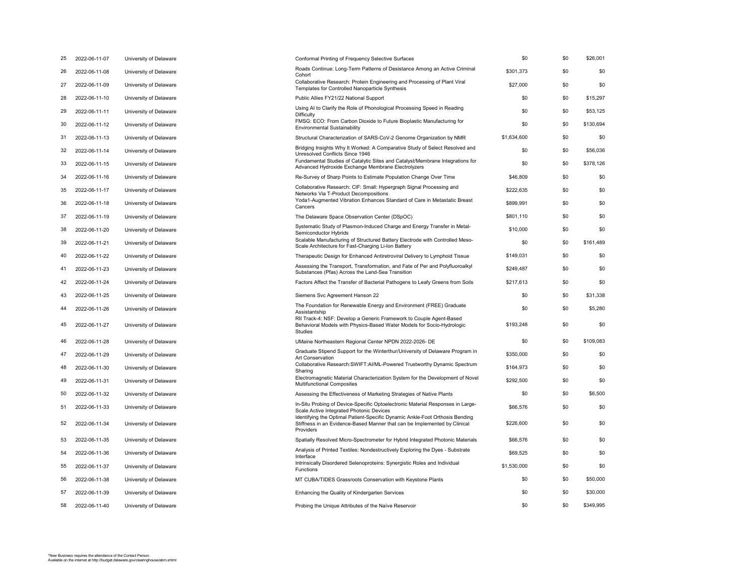| | | | | | | |
|---|---|---|---|---|---|---|
| 25 | 2022-06-11-07 | University of Delaware | Conformal Printing of Frequency Selective Surfaces | $0 | $0 | $26,001 |
| 26 | 2022-06-11-08 | University of Delaware | Roads Continue: Long-Term Patterns of Desistance Among an Active Criminal Cohort | $301,373 | $0 | $0 |
| 27 | 2022-06-11-09 | University of Delaware | Collaborative Research: Protein Engineering and Processing of Plant Viral Templates for Controlled Nanoparticle Synthesis | $27,000 | $0 | $0 |
| 28 | 2022-06-11-10 | University of Delaware | Public Allies FY21/22 National Support | $0 | $0 | $15,297 |
| 29 | 2022-06-11-11 | University of Delaware | Using AI to Clarify the Role of Phonological Processing Speed in Reading Difficulty | $0 | $0 | $53,125 |
| 30 | 2022-06-11-12 | University of Delaware | FMSG: ECO: From Carbon Dioxide to Future Bioplastic Manufacturing for Environmental Sustainability | $0 | $0 | $130,694 |
| 31 | 2022-06-11-13 | University of Delaware | Structural Characterization of SARS-CoV-2 Genome Organization by NMR | $1,634,600 | $0 | $0 |
| 32 | 2022-06-11-14 | University of Delaware | Bridging Insights Why It Worked: A Comparative Study of Select Resolved and Unresolved Conflicts Since 1946 | $0 | $0 | $56,036 |
| 33 | 2022-06-11-15 | University of Delaware | Fundamental Studies of Catalytic Sites and Catalyst/Membrane Integrations for Advanced Hydroxide Exchange Membrane Electrolyzers | $0 | $0 | $378,126 |
| 34 | 2022-06-11-16 | University of Delaware | Re-Survey of Sharp Points to Estimate Population Change Over Time | $46,809 | $0 | $0 |
| 35 | 2022-06-11-17 | University of Delaware | Collaborative Research: CIF: Small: Hypergraph Signal Processing and Networks Via T-Product Decompositions | $222,635 | $0 | $0 |
| 36 | 2022-06-11-18 | University of Delaware | Yoda1-Augmented Vibration Enhances Standard of Care in Metastatic Breast Cancers | $899,991 | $0 | $0 |
| 37 | 2022-06-11-19 | University of Delaware | The Delaware Space Observation Center (DSpOC) | $801,110 | $0 | $0 |
| 38 | 2022-06-11-20 | University of Delaware | Systematic Study of Plasmon-Induced Charge and Energy Transfer in Metal-Semiconductor Hybrids | $10,000 | $0 | $0 |
| 39 | 2022-06-11-21 | University of Delaware | Scalable Manufacturing of Structured Battery Electrode with Controlled Meso-Scale Architecture for Fast-Charging Li-Ion Battery | $0 | $0 | $161,489 |
| 40 | 2022-06-11-22 | University of Delaware | Therapeutic Design for Enhanced Antiretroviral Delivery to Lymphoid Tissue | $149,031 | $0 | $0 |
| 41 | 2022-06-11-23 | University of Delaware | Assessing the Transport, Transformation, and Fate of Per and Polyfluoroalkyl Substances (Pfas) Across the Land-Sea Transition | $249,487 | $0 | $0 |
| 42 | 2022-06-11-24 | University of Delaware | Factors Affect the Transfer of Bacterial Pathogens to Leafy Greens from Soils | $217,613 | $0 | $0 |
| 43 | 2022-06-11-25 | University of Delaware | Siemens Svc Agreement Hanson 22 | $0 | $0 | $31,338 |
| 44 | 2022-06-11-26 | University of Delaware | The Foundation for Renewable Energy and Environment (FREE) Graduate Assistantship | $0 | $0 | $5,280 |
| 45 | 2022-06-11-27 | University of Delaware | RII Track-4: NSF: Develop a Generic Framework to Couple Agent-Based Behavioral Models with Physics-Based Water Models for Socio-Hydrologic Studies | $193,248 | $0 | $0 |
| 46 | 2022-06-11-28 | University of Delaware | UMaine Northeastern Regional Center NPDN 2022-2026- DE | $0 | $0 | $109,083 |
| 47 | 2022-06-11-29 | University of Delaware | Graduate Stipend Support for the Winterthur/University of Delaware Program in Art Conservation | $350,000 | $0 | $0 |
| 48 | 2022-06-11-30 | University of Delaware | Collaborative Research:SWIFT:AI/ML-Powered Trustworthy Dynamic Spectrum Sharing | $164,973 | $0 | $0 |
| 49 | 2022-06-11-31 | University of Delaware | Electromagnetic Material Characterization System for the Development of Novel Multifunctional Composites | $292,500 | $0 | $0 |
| 50 | 2022-06-11-32 | University of Delaware | Assessing the Effectiveness of Marketing Strategies of Native Plants | $0 | $0 | $6,500 |
| 51 | 2022-06-11-33 | University of Delaware | In-Situ Probing of Device-Specific Optoelectronic Material Responses in Large-Scale Active Integrated Photonic Devices | $66,576 | $0 | $0 |
| 52 | 2022-06-11-34 | University of Delaware | Identifying the Optimal Patient-Specific Dynamic Ankle-Foot Orthosis Bending Stiffness in an Evidence-Based Manner that can be Implemented by Clinical Providers | $226,600 | $0 | $0 |
| 53 | 2022-06-11-35 | University of Delaware | Spatially Resolved Micro-Spectrometer for Hybrid Integrated Photonic Materials | $66,576 | $0 | $0 |
| 54 | 2022-06-11-36 | University of Delaware | Analysis of Printed Textiles: Nondestructively Exploring the Dyes - Substrate Interface | $69,525 | $0 | $0 |
| 55 | 2022-06-11-37 | University of Delaware | Intrinsically Disordered Selenoproteins: Synergistic Roles and Individual Functions | $1,530,000 | $0 | $0 |
| 56 | 2022-06-11-38 | University of Delaware | MT CUBA/TIDES Grassroots Conservation with Keystone Plants | $0 | $0 | $50,000 |
| 57 | 2022-06-11-39 | University of Delaware | Enhancing the Quality of Kindergarten Services | $0 | $0 | $30,000 |
| 58 | 2022-06-11-40 | University of Delaware | Probing the Unique Attributes of the Naïve Reservoir | $0 | $0 | $349,995 |

*New Business requires the attendance of the Contact Person.
Available on the internet at http://budget.delaware.gov/clearinghouse/abm.shtml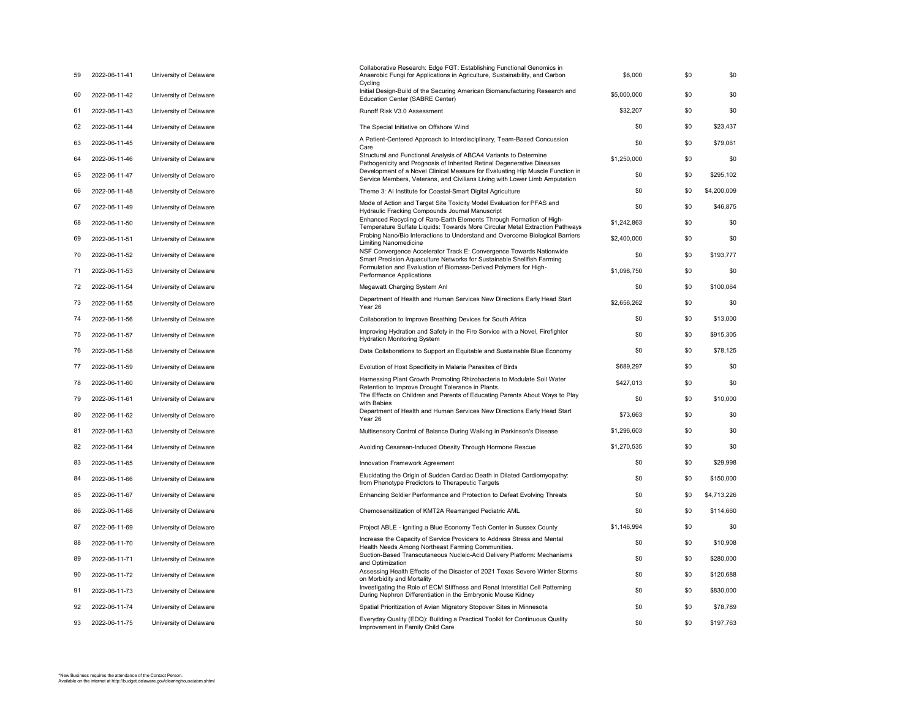| | | | | | | |
|---|---|---|---|---|---|---|
| 59 | 2022-06-11-41 | University of Delaware | Collaborative Research: Edge FGT: Establishing Functional Genomics in Anaerobic Fungi for Applications in Agriculture, Sustainability, and Carbon Cycling | $6,000 | $0 | $0 |
| 60 | 2022-06-11-42 | University of Delaware | Initial Design-Build of the Securing American Biomanufacturing Research and Education Center (SABRE Center) | $5,000,000 | $0 | $0 |
| 61 | 2022-06-11-43 | University of Delaware | Runoff Risk V3.0 Assessment | $32,207 | $0 | $0 |
| 62 | 2022-06-11-44 | University of Delaware | The Special Initiative on Offshore Wind | $0 | $0 | $23,437 |
| 63 | 2022-06-11-45 | University of Delaware | A Patient-Centered Approach to Interdisciplinary, Team-Based Concussion Care | $0 | $0 | $79,061 |
| 64 | 2022-06-11-46 | University of Delaware | Structural and Functional Analysis of ABCA4 Variants to Determine Pathogenicity and Prognosis of Inherited Retinal Degenerative Diseases | $1,250,000 | $0 | $0 |
| 65 | 2022-06-11-47 | University of Delaware | Development of a Novel Clinical Measure for Evaluating Hip Muscle Function in Service Members, Veterans, and Civilians Living with Lower Limb Amputation | $0 | $0 | $295,102 |
| 66 | 2022-06-11-48 | University of Delaware | Theme 3: AI Institute for Coastal-Smart Digital Agriculture | $0 | $0 | $4,200,009 |
| 67 | 2022-06-11-49 | University of Delaware | Mode of Action and Target Site Toxicity Model Evaluation for PFAS and Hydraulic Fracking Compounds Journal Manuscript | $0 | $0 | $46,875 |
| 68 | 2022-06-11-50 | University of Delaware | Enhanced Recycling of Rare-Earth Elements Through Formation of High-Temperature Sulfate Liquids: Towards More Circular Metal Extraction Pathways | $1,242,863 | $0 | $0 |
| 69 | 2022-06-11-51 | University of Delaware | Probing Nano/Bio Interactions to Understand and Overcome Biological Barriers Limiting Nanomedicine | $2,400,000 | $0 | $0 |
| 70 | 2022-06-11-52 | University of Delaware | NSF Convergence Accelerator Track E: Convergence Towards Nationwide Smart Precision Aquaculture Networks for Sustainable Shellfish Farming | $0 | $0 | $193,777 |
| 71 | 2022-06-11-53 | University of Delaware | Formulation and Evaluation of Biomass-Derived Polymers for High-Performance Applications | $1,098,750 | $0 | $0 |
| 72 | 2022-06-11-54 | University of Delaware | Megawatt Charging System Anl | $0 | $0 | $100,064 |
| 73 | 2022-06-11-55 | University of Delaware | Department of Health and Human Services New Directions Early Head Start Year 26 | $2,656,262 | $0 | $0 |
| 74 | 2022-06-11-56 | University of Delaware | Collaboration to Improve Breathing Devices for South Africa | $0 | $0 | $13,000 |
| 75 | 2022-06-11-57 | University of Delaware | Improving Hydration and Safety in the Fire Service with a Novel, Firefighter Hydration Monitoring System | $0 | $0 | $915,305 |
| 76 | 2022-06-11-58 | University of Delaware | Data Collaborations to Support an Equitable and Sustainable Blue Economy | $0 | $0 | $78,125 |
| 77 | 2022-06-11-59 | University of Delaware | Evolution of Host Specificity in Malaria Parasites of Birds | $689,297 | $0 | $0 |
| 78 | 2022-06-11-60 | University of Delaware | Harnessing Plant Growth Promoting Rhizobacteria to Modulate Soil Water Retention to Improve Drought Tolerance in Plants. | $427,013 | $0 | $0 |
| 79 | 2022-06-11-61 | University of Delaware | The Effects on Children and Parents of Educating Parents About Ways to Play with Babies | $0 | $0 | $10,000 |
| 80 | 2022-06-11-62 | University of Delaware | Department of Health and Human Services New Directions Early Head Start Year 26 | $73,663 | $0 | $0 |
| 81 | 2022-06-11-63 | University of Delaware | Multisensory Control of Balance During Walking in Parkinson's Disease | $1,296,603 | $0 | $0 |
| 82 | 2022-06-11-64 | University of Delaware | Avoiding Cesarean-Induced Obesity Through Hormone Rescue | $1,270,535 | $0 | $0 |
| 83 | 2022-06-11-65 | University of Delaware | Innovation Framework Agreement | $0 | $0 | $29,998 |
| 84 | 2022-06-11-66 | University of Delaware | Elucidating the Origin of Sudden Cardiac Death in Dilated Cardiomyopathy: from Phenotype Predictors to Therapeutic Targets | $0 | $0 | $150,000 |
| 85 | 2022-06-11-67 | University of Delaware | Enhancing Soldier Performance and Protection to Defeat Evolving Threats | $0 | $0 | $4,713,226 |
| 86 | 2022-06-11-68 | University of Delaware | Chemosensitization of KMT2A Rearranged Pediatric AML | $0 | $0 | $114,660 |
| 87 | 2022-06-11-69 | University of Delaware | Project ABLE - Igniting a Blue Economy Tech Center in Sussex County | $1,146,994 | $0 | $0 |
| 88 | 2022-06-11-70 | University of Delaware | Increase the Capacity of Service Providers to Address Stress and Mental Health Needs Among Northeast Farming Communities. | $0 | $0 | $10,908 |
| 89 | 2022-06-11-71 | University of Delaware | Suction-Based Transcutaneous Nucleic-Acid Delivery Platform: Mechanisms and Optimization | $0 | $0 | $280,000 |
| 90 | 2022-06-11-72 | University of Delaware | Assessing Health Effects of the Disaster of 2021 Texas Severe Winter Storms on Morbidity and Mortality | $0 | $0 | $120,688 |
| 91 | 2022-06-11-73 | University of Delaware | Investigating the Role of ECM Stiffness and Renal Interstitial Cell Patterning During Nephron Differentiation in the Embryonic Mouse Kidney | $0 | $0 | $830,000 |
| 92 | 2022-06-11-74 | University of Delaware | Spatial Prioritization of Avian Migratory Stopover Sites in Minnesota | $0 | $0 | $78,789 |
| 93 | 2022-06-11-75 | University of Delaware | Everyday Quality (EDQ): Building a Practical Toolkit for Continuous Quality Improvement in Family Child Care | $0 | $0 | $197,763 |

*New Business requires the attendance of the Contact Person.
Available on the internet at http://budget.delaware.gov/clearinghouse/abm.shtml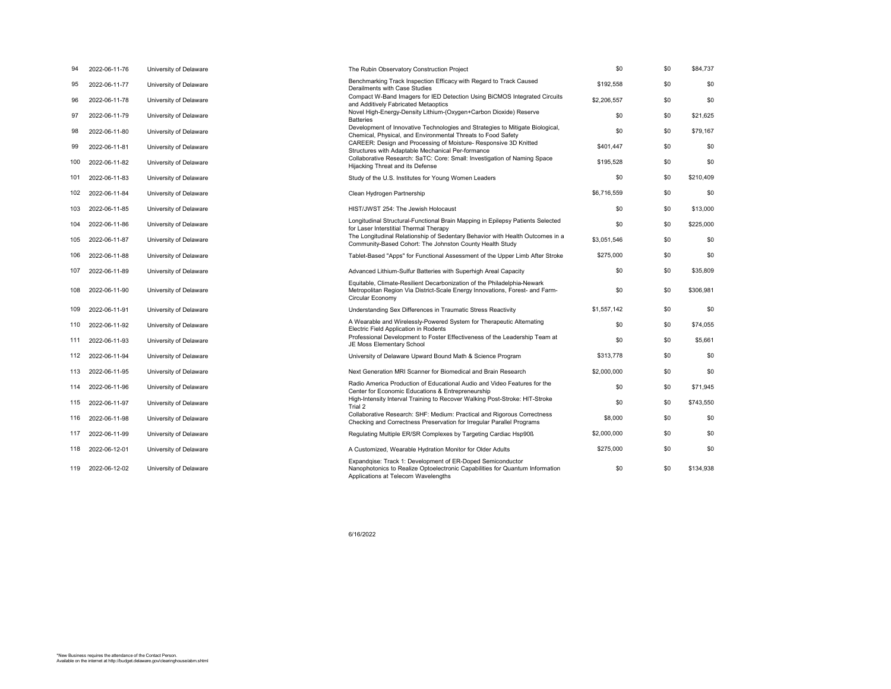| | | | | | | |
|---|---|---|---|---|---|---|
| 94 | 2022-06-11-76 | University of Delaware | The Rubin Observatory Construction Project | $0 | $0 | $84,737 |
| 95 | 2022-06-11-77 | University of Delaware | Benchmarking Track Inspection Efficacy with Regard to Track Caused Derailments with Case Studies | $192,558 | $0 | $0 |
| 96 | 2022-06-11-78 | University of Delaware | Compact W-Band Imagers for IED Detection Using BiCMOS Integrated Circuits and Additively Fabricated Metaoptics | $2,206,557 | $0 | $0 |
| 97 | 2022-06-11-79 | University of Delaware | Novel High-Energy-Density Lithium-(Oxygen+Carbon Dioxide) Reserve Batteries | $0 | $0 | $21,625 |
| 98 | 2022-06-11-80 | University of Delaware | Development of Innovative Technologies and Strategies to Mitigate Biological, Chemical, Physical, and Environmental Threats to Food Safety | $0 | $0 | $79,167 |
| 99 | 2022-06-11-81 | University of Delaware | CAREER: Design and Processing of Moisture- Responsive 3D Knitted Structures with Adaptable Mechanical Per-formance | $401,447 | $0 | $0 |
| 100 | 2022-06-11-82 | University of Delaware | Collaborative Research: SaTC: Core: Small: Investigation of Naming Space Hijacking Threat and its Defense | $195,528 | $0 | $0 |
| 101 | 2022-06-11-83 | University of Delaware | Study of the U.S. Institutes for Young Women Leaders | $0 | $0 | $210,409 |
| 102 | 2022-06-11-84 | University of Delaware | Clean Hydrogen Partnership | $6,716,559 | $0 | $0 |
| 103 | 2022-06-11-85 | University of Delaware | HIST/JWST 254: The Jewish Holocaust | $0 | $0 | $13,000 |
| 104 | 2022-06-11-86 | University of Delaware | Longitudinal Structural-Functional Brain Mapping in Epilepsy Patients Selected for Laser Interstitial Thermal Therapy | $0 | $0 | $225,000 |
| 105 | 2022-06-11-87 | University of Delaware | The Longitudinal Relationship of Sedentary Behavior with Health Outcomes in a Community-Based Cohort: The Johnston County Health Study | $3,051,546 | $0 | $0 |
| 106 | 2022-06-11-88 | University of Delaware | Tablet-Based "Apps" for Functional Assessment of the Upper Limb After Stroke | $275,000 | $0 | $0 |
| 107 | 2022-06-11-89 | University of Delaware | Advanced Lithium-Sulfur Batteries with Superhigh Areal Capacity | $0 | $0 | $35,809 |
| 108 | 2022-06-11-90 | University of Delaware | Equitable, Climate-Resilient Decarbonization of the Philadelphia-Newark Metropolitan Region Via District-Scale Energy Innovations, Forest- and Farm-Circular Economy | $0 | $0 | $306,981 |
| 109 | 2022-06-11-91 | University of Delaware | Understanding Sex Differences in Traumatic Stress Reactivity | $1,557,142 | $0 | $0 |
| 110 | 2022-06-11-92 | University of Delaware | A Wearable and Wirelessly-Powered System for Therapeutic Alternating Electric Field Application in Rodents | $0 | $0 | $74,055 |
| 111 | 2022-06-11-93 | University of Delaware | Professional Development to Foster Effectiveness of the Leadership Team at JE Moss Elementary School | $0 | $0 | $5,661 |
| 112 | 2022-06-11-94 | University of Delaware | University of Delaware Upward Bound Math & Science Program | $313,778 | $0 | $0 |
| 113 | 2022-06-11-95 | University of Delaware | Next Generation MRI Scanner for Biomedical and Brain Research | $2,000,000 | $0 | $0 |
| 114 | 2022-06-11-96 | University of Delaware | Radio America Production of Educational Audio and Video Features for the Center for Economic Educations & Entrepreneurship | $0 | $0 | $71,945 |
| 115 | 2022-06-11-97 | University of Delaware | High-Intensity Interval Training to Recover Walking Post-Stroke: HIT-Stroke Trial 2 | $0 | $0 | $743,550 |
| 116 | 2022-06-11-98 | University of Delaware | Collaborative Research: SHF: Medium: Practical and Rigorous Correctness Checking and Correctness Preservation for Irregular Parallel Programs | $8,000 | $0 | $0 |
| 117 | 2022-06-11-99 | University of Delaware | Regulating Multiple ER/SR Complexes by Targeting Cardiac Hsp90ß | $2,000,000 | $0 | $0 |
| 118 | 2022-06-12-01 | University of Delaware | A Customized, Wearable Hydration Monitor for Older Adults | $275,000 | $0 | $0 |
| 119 | 2022-06-12-02 | University of Delaware | Expandqise: Track 1: Development of ER-Doped Semiconductor Nanophotonics to Realize Optoelectronic Capabilities for Quantum Information Applications at Telecom Wavelengths | $0 | $0 | $134,938 |

6/16/2022

*New Business requires the attendance of the Contact Person.
Available on the internet at http://budget.delaware.gov/clearinghouse/abm.shtml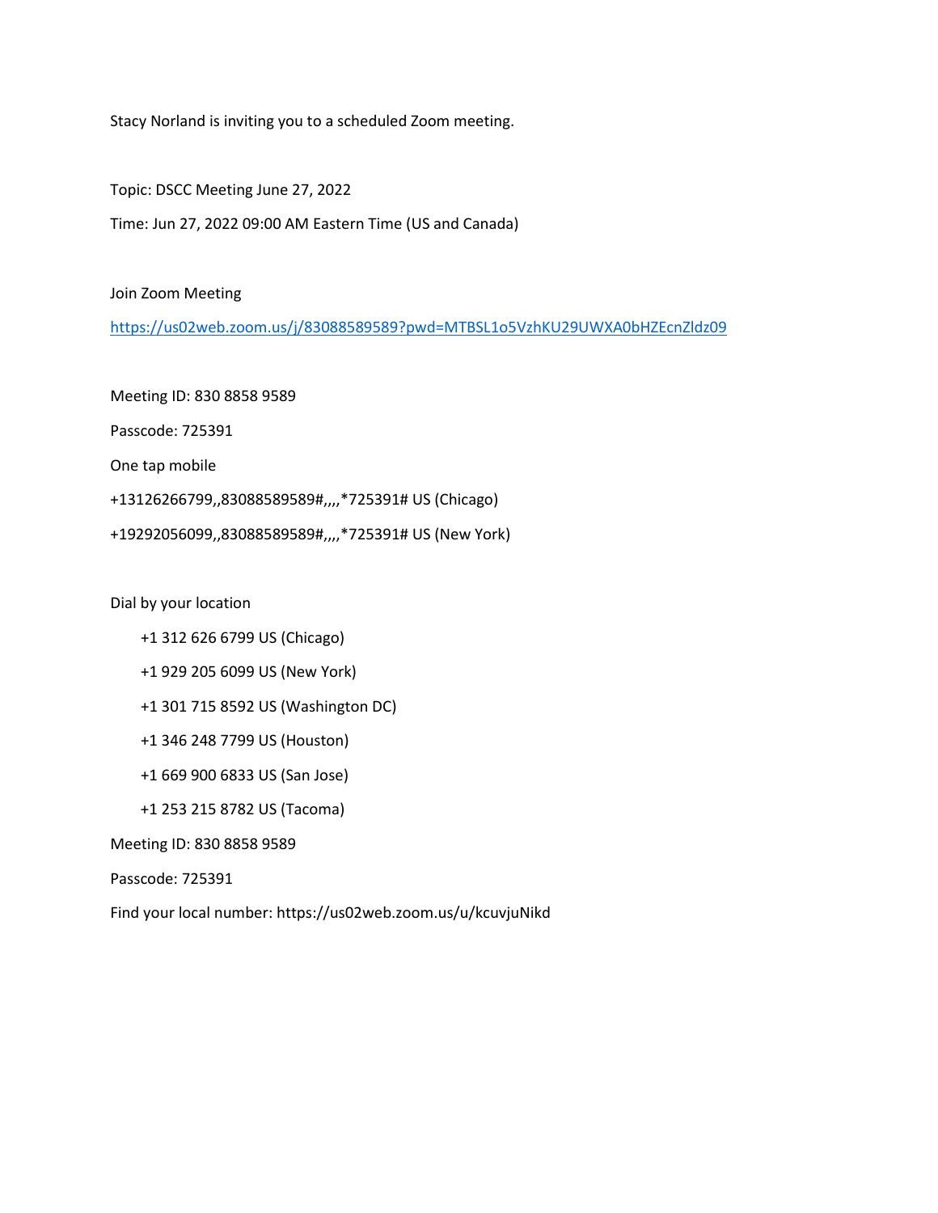Stacy Norland is inviting you to a scheduled Zoom meeting.

Topic: DSCC Meeting June 27, 2022

Time: Jun 27, 2022 09:00 AM Eastern Time (US and Canada)

Join Zoom Meeting

[https://us02web.zoom.us/j/83088589589?pwd=MTBSL1o5VzhKU29UWXA0bHZEcnZldz09](https://us02web.zoom.us/j/83088589589?pwd=MTBSL1o5VzhKU29UWXA0bHZEcnZldz09)

Meeting ID: 830 8858 9589

Passcode: 725391

One tap mobile

+13126266799,,83088589589#,,,,*725391# US (Chicago)

+19292056099,,83088589589#,,,,*725391# US (New York)

Dial by your location

+1 312 626 6799 US (Chicago)

+1 929 205 6099 US (New York)

+1 301 715 8592 US (Washington DC)

+1 346 248 7799 US (Houston)

+1 669 900 6833 US (San Jose)

+1 253 215 8782 US (Tacoma)

Meeting ID: 830 8858 9589

Passcode: 725391

Find your local number: https://us02web.zoom.us/u/kcuvjuNikd